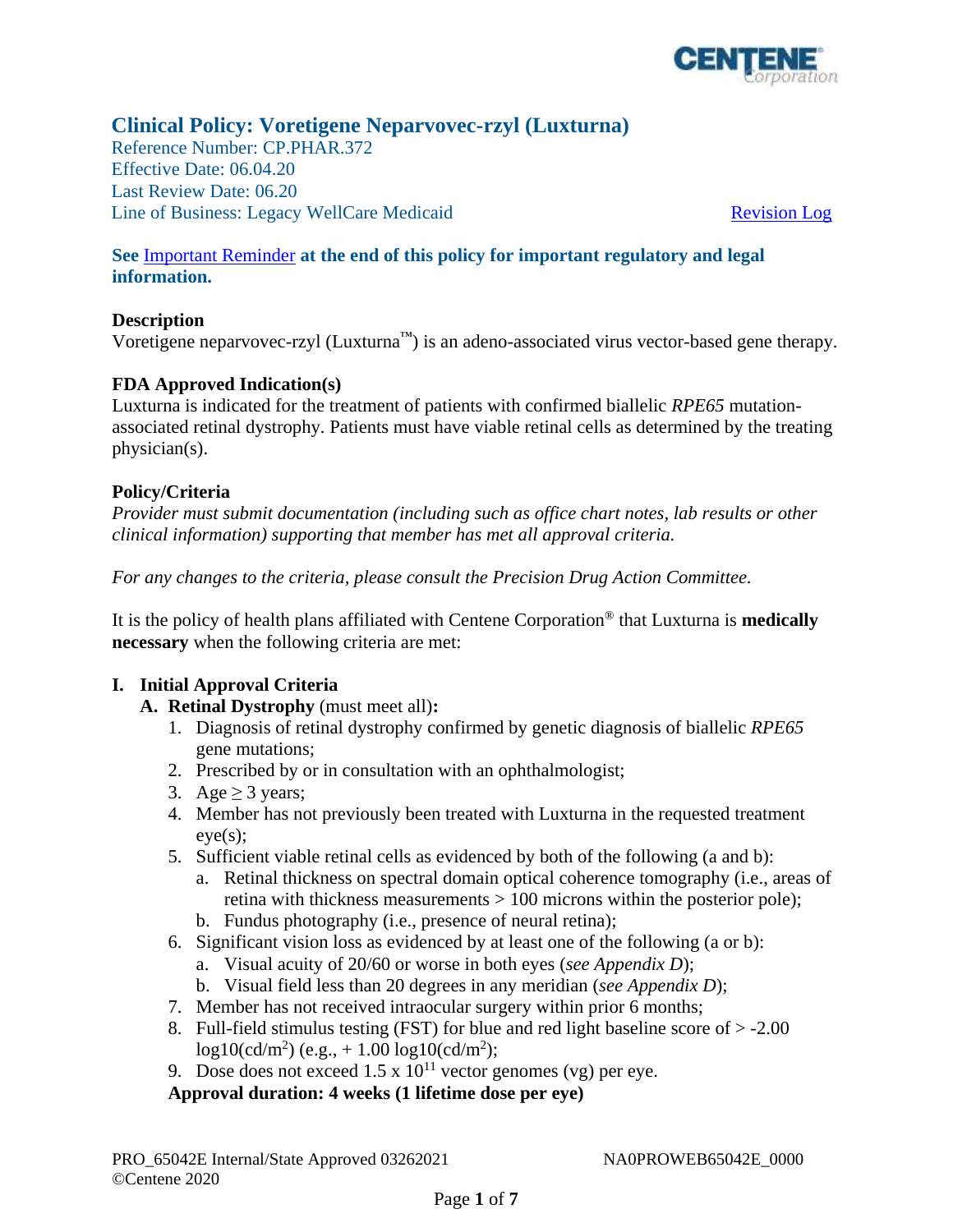# Clinical Policy: Voretigene Neparvovec-rzyl (Luxturna)

Reference Number: CP.PHAR.372
Effective Date: 06.04.20
Last Review Date: 06.20
Line of Business: Legacy WellCare Medicaid

Revision Log

**See Important Reminder at the end of this policy for important regulatory and legal information.**

**Description**

Voretigene neparvovec-rzyl (Luxturna™) is an adeno-associated virus vector-based gene therapy.

**FDA Approved Indication(s)**

Luxturna is indicated for the treatment of patients with confirmed biallelic *RPE65* mutation-associated retinal dystrophy. Patients must have viable retinal cells as determined by the treating physician(s).

**Policy/Criteria**

*Provider must submit documentation (including such as office chart notes, lab results or other clinical information) supporting that member has met all approval criteria.*

*For any changes to the criteria, please consult the Precision Drug Action Committee.*

It is the policy of health plans affiliated with Centene Corporation® that Luxturna is **medically necessary** when the following criteria are met:

**I. Initial Approval Criteria**

**A. Retinal Dystrophy** (must meet all)**:**

1. Diagnosis of retinal dystrophy confirmed by genetic diagnosis of biallelic *RPE65* gene mutations;
2. Prescribed by or in consultation with an ophthalmologist;
3. Age ≥ 3 years;
4. Member has not previously been treated with Luxturna in the requested treatment eye(s);
5. Sufficient viable retinal cells as evidenced by both of the following (a and b):
   a. Retinal thickness on spectral domain optical coherence tomography (i.e., areas of retina with thickness measurements > 100 microns within the posterior pole);
   b. Fundus photography (i.e., presence of neural retina);
6. Significant vision loss as evidenced by at least one of the following (a or b):
   a. Visual acuity of 20/60 or worse in both eyes (*see Appendix D*);
   b. Visual field less than 20 degrees in any meridian (*see Appendix D*);
7. Member has not received intraocular surgery within prior 6 months;
8. Full-field stimulus testing (FST) for blue and red light baseline score of > -2.00 $\log10(cd/m^2)$ (e.g., + 1.00 $\log10(cd/m^2)$);
9. Dose does not exceed 1.5 x $10^{11}$ vector genomes (vg) per eye.

**Approval duration: 4 weeks (1 lifetime dose per eye)**

PRO_65042E Internal/State Approved 03262021 NA0PROWEB65042E_0000
©Centene 2020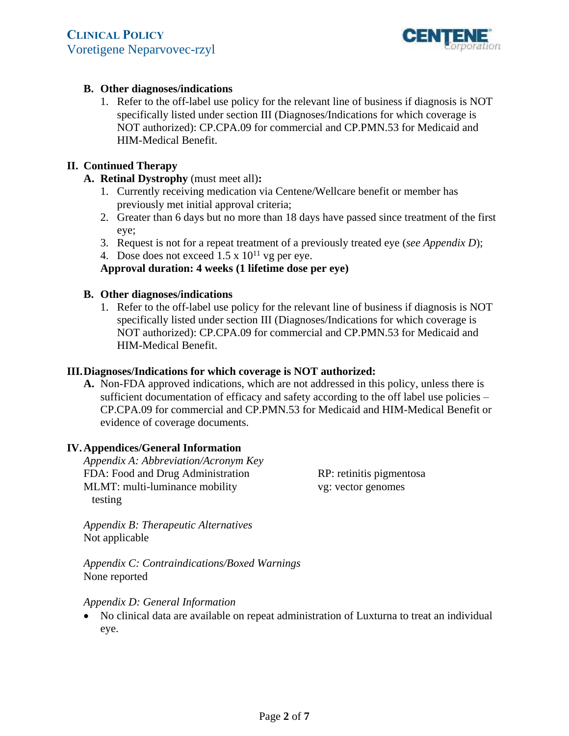**B. Other diagnoses/indications**

1. Refer to the off-label use policy for the relevant line of business if diagnosis is NOT specifically listed under section III (Diagnoses/Indications for which coverage is NOT authorized): CP.CPA.09 for commercial and CP.PMN.53 for Medicaid and HIM-Medical Benefit.

## II. Continued Therapy

**A. Retinal Dystrophy** (must meet all)**:**

1. Currently receiving medication via Centene/Wellcare benefit or member has previously met initial approval criteria;
2. Greater than 6 days but no more than 18 days have passed since treatment of the first eye;
3. Request is not for a repeat treatment of a previously treated eye (*see Appendix D*);
4. Dose does not exceed 1.5 x $10^{11}$ vg per eye.

**Approval duration: 4 weeks (1 lifetime dose per eye)**

**B. Other diagnoses/indications**

1. Refer to the off-label use policy for the relevant line of business if diagnosis is NOT specifically listed under section III (Diagnoses/Indications for which coverage is NOT authorized): CP.CPA.09 for commercial and CP.PMN.53 for Medicaid and HIM-Medical Benefit.

## III. Diagnoses/Indications for which coverage is NOT authorized:

**A.** Non-FDA approved indications, which are not addressed in this policy, unless there is sufficient documentation of efficacy and safety according to the off label use policies – CP.CPA.09 for commercial and CP.PMN.53 for Medicaid and HIM-Medical Benefit or evidence of coverage documents.

## IV. Appendices/General Information

*Appendix A: Abbreviation/Acronym Key*

FDA: Food and Drug Administration
MLMT: multi-luminance mobility testing
RP: retinitis pigmentosa
vg: vector genomes

*Appendix B: Therapeutic Alternatives*

Not applicable

*Appendix C: Contraindications/Boxed Warnings*

None reported

*Appendix D: General Information*

- No clinical data are available on repeat administration of Luxturna to treat an individual eye.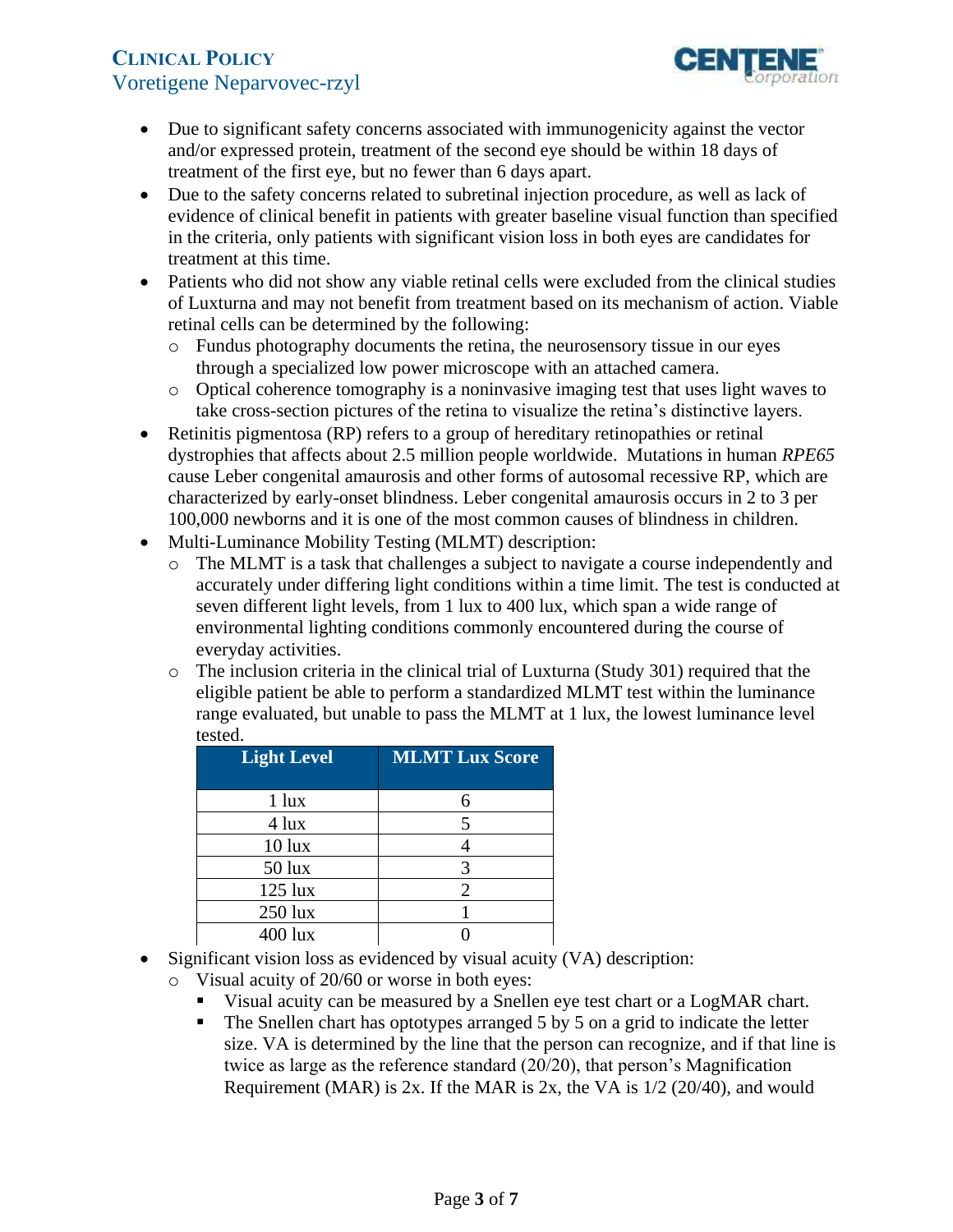- Due to significant safety concerns associated with immunogenicity against the vector and/or expressed protein, treatment of the second eye should be within 18 days of treatment of the first eye, but no fewer than 6 days apart.
- Due to the safety concerns related to subretinal injection procedure, as well as lack of evidence of clinical benefit in patients with greater baseline visual function than specified in the criteria, only patients with significant vision loss in both eyes are candidates for treatment at this time.
- Patients who did not show any viable retinal cells were excluded from the clinical studies of Luxturna and may not benefit from treatment based on its mechanism of action. Viable retinal cells can be determined by the following:
  - Fundus photography documents the retina, the neurosensory tissue in our eyes through a specialized low power microscope with an attached camera.
  - Optical coherence tomography is a noninvasive imaging test that uses light waves to take cross-section pictures of the retina to visualize the retina's distinctive layers.
- Retinitis pigmentosa (RP) refers to a group of hereditary retinopathies or retinal dystrophies that affects about 2.5 million people worldwide. Mutations in human *RPE65* cause Leber congenital amaurosis and other forms of autosomal recessive RP, which are characterized by early-onset blindness. Leber congenital amaurosis occurs in 2 to 3 per 100,000 newborns and it is one of the most common causes of blindness in children.
- Multi-Luminance Mobility Testing (MLMT) description:
  - The MLMT is a task that challenges a subject to navigate a course independently and accurately under differing light conditions within a time limit. The test is conducted at seven different light levels, from 1 lux to 400 lux, which span a wide range of environmental lighting conditions commonly encountered during the course of everyday activities.
  - The inclusion criteria in the clinical trial of Luxturna (Study 301) required that the eligible patient be able to perform a standardized MLMT test within the luminance range evaluated, but unable to pass the MLMT at 1 lux, the lowest luminance level tested.

| Light Level | MLMT Lux Score |
|---|---|
| 1 lux | 6 |
| 4 lux | 5 |
| 10 lux | 4 |
| 50 lux | 3 |
| 125 lux | 2 |
| 250 lux | 1 |
| 400 lux | 0 |

- Significant vision loss as evidenced by visual acuity (VA) description:
  - Visual acuity of 20/60 or worse in both eyes:
    - Visual acuity can be measured by a Snellen eye test chart or a LogMAR chart.
    - The Snellen chart has optotypes arranged 5 by 5 on a grid to indicate the letter size. VA is determined by the line that the person can recognize, and if that line is twice as large as the reference standard (20/20), that person's Magnification Requirement (MAR) is 2x. If the MAR is 2x, the VA is 1/2 (20/40), and would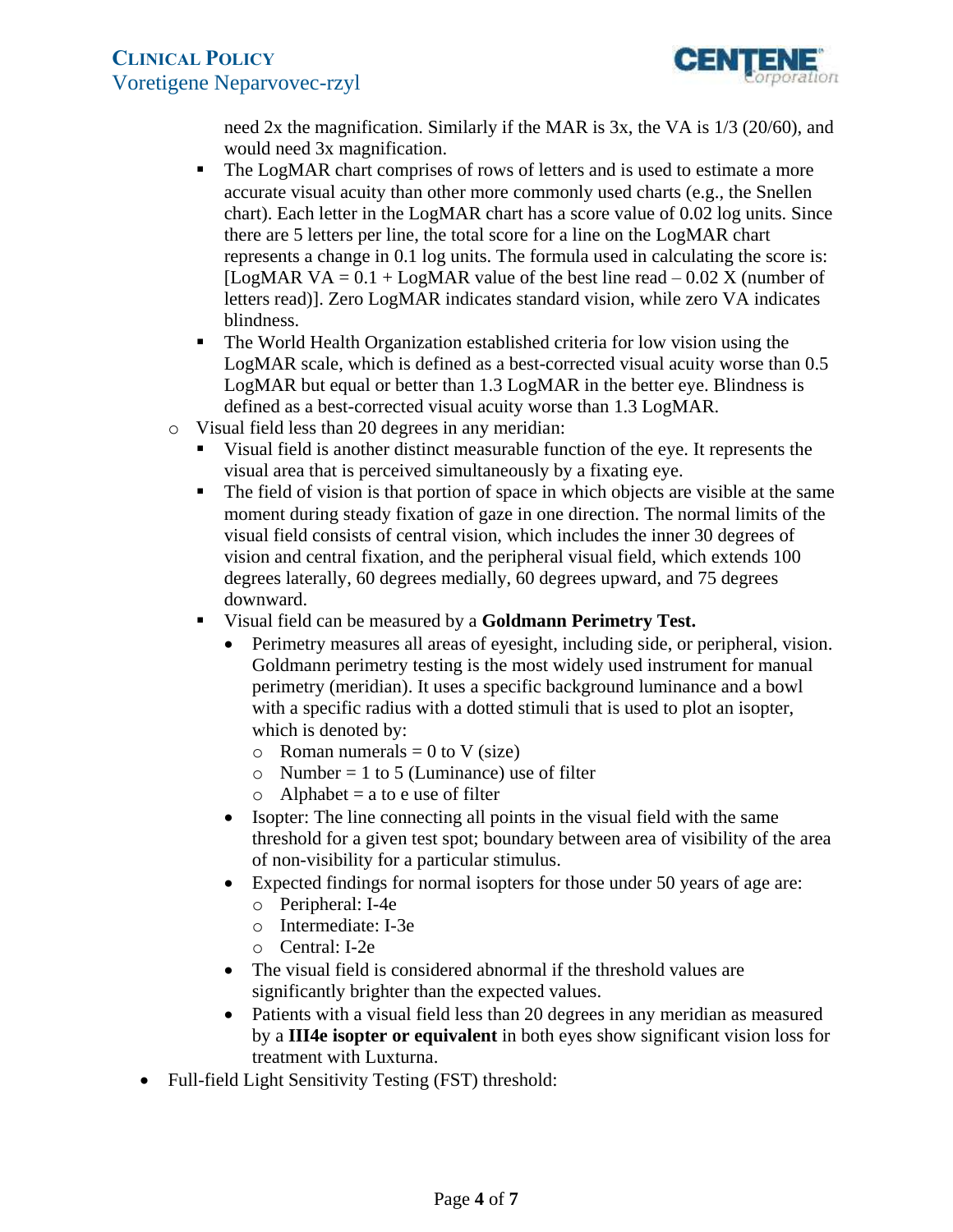need 2x the magnification. Similarly if the MAR is 3x, the VA is 1/3 (20/60), and would need 3x magnification.

  - The LogMAR chart comprises of rows of letters and is used to estimate a more accurate visual acuity than other more commonly used charts (e.g., the Snellen chart). Each letter in the LogMAR chart has a score value of 0.02 log units. Since there are 5 letters per line, the total score for a line on the LogMAR chart represents a change in 0.1 log units. The formula used in calculating the score is: [LogMAR VA = 0.1 + LogMAR value of the best line read – 0.02 X (number of letters read)]. Zero LogMAR indicates standard vision, while zero VA indicates blindness.
  - The World Health Organization established criteria for low vision using the LogMAR scale, which is defined as a best-corrected visual acuity worse than 0.5 LogMAR but equal or better than 1.3 LogMAR in the better eye. Blindness is defined as a best-corrected visual acuity worse than 1.3 LogMAR.
- Visual field less than 20 degrees in any meridian:
  - Visual field is another distinct measurable function of the eye. It represents the visual area that is perceived simultaneously by a fixating eye.
  - The field of vision is that portion of space in which objects are visible at the same moment during steady fixation of gaze in one direction. The normal limits of the visual field consists of central vision, which includes the inner 30 degrees of vision and central fixation, and the peripheral visual field, which extends 100 degrees laterally, 60 degrees medially, 60 degrees upward, and 75 degrees downward.
  - Visual field can be measured by a **Goldmann Perimetry Test.**
    - Perimetry measures all areas of eyesight, including side, or peripheral, vision. Goldmann perimetry testing is the most widely used instrument for manual perimetry (meridian). It uses a specific background luminance and a bowl with a specific radius with a dotted stimuli that is used to plot an isopter, which is denoted by:
      - Roman numerals = 0 to V (size)
      - Number = 1 to 5 (Luminance) use of filter
      - Alphabet = a to e use of filter
    - Isopter: The line connecting all points in the visual field with the same threshold for a given test spot; boundary between area of visibility of the area of non-visibility for a particular stimulus.
    - Expected findings for normal isopters for those under 50 years of age are:
      - Peripheral: I-4e
      - Intermediate: I-3e
      - Central: I-2e
    - The visual field is considered abnormal if the threshold values are significantly brighter than the expected values.
    - Patients with a visual field less than 20 degrees in any meridian as measured by a **III4e isopter or equivalent** in both eyes show significant vision loss for treatment with Luxturna.

- Full-field Light Sensitivity Testing (FST) threshold: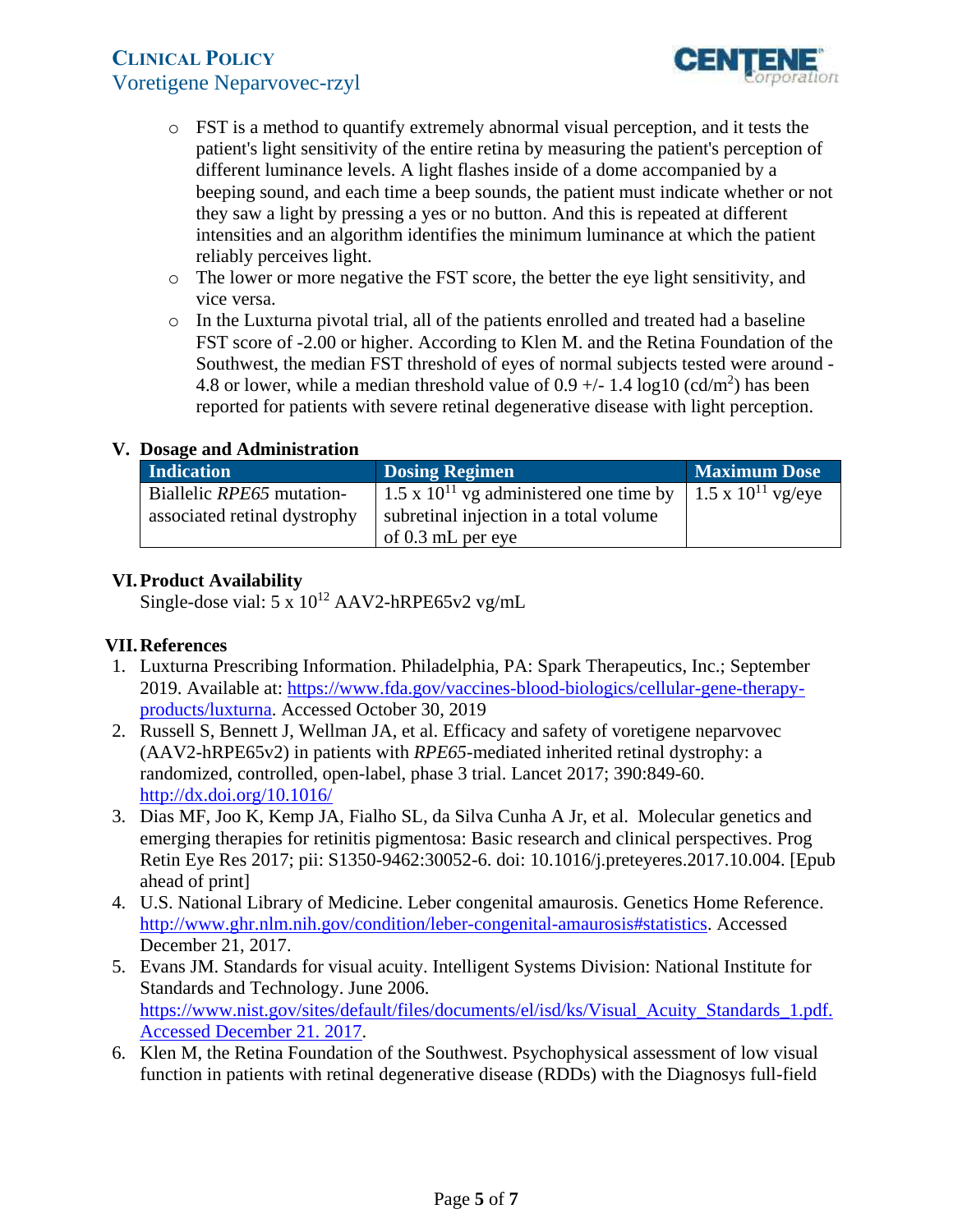- FST is a method to quantify extremely abnormal visual perception, and it tests the patient's light sensitivity of the entire retina by measuring the patient's perception of different luminance levels. A light flashes inside of a dome accompanied by a beeping sound, and each time a beep sounds, the patient must indicate whether or not they saw a light by pressing a yes or no button. And this is repeated at different intensities and an algorithm identifies the minimum luminance at which the patient reliably perceives light.
- The lower or more negative the FST score, the better the eye light sensitivity, and vice versa.
- In the Luxturna pivotal trial, all of the patients enrolled and treated had a baseline FST score of -2.00 or higher. According to Klen M. and the Retina Foundation of the Southwest, the median FST threshold of eyes of normal subjects tested were around -4.8 or lower, while a median threshold value of 0.9 +/- 1.4 log10 (cd/$m^2$) has been reported for patients with severe retinal degenerative disease with light perception.

## V. Dosage and Administration

| Indication | Dosing Regimen | Maximum Dose |
|---|---|---|
| Biallelic *RPE65* mutation-associated retinal dystrophy | $1.5 \times 10^{11}$ vg administered one time by subretinal injection in a total volume of 0.3 mL per eye | $1.5 \times 10^{11}$ vg/eye |

## VI. Product Availability

Single-dose vial: $5 \times 10^{12}$ AAV2-hRPE65v2 vg/mL

## VII. References

1. Luxturna Prescribing Information. Philadelphia, PA: Spark Therapeutics, Inc.; September 2019. Available at: https://www.fda.gov/vaccines-blood-biologics/cellular-gene-therapy-products/luxturna. Accessed October 30, 2019
2. Russell S, Bennett J, Wellman JA, et al. Efficacy and safety of voretigene neparvovec (AAV2-hRPE65v2) in patients with *RPE65*-mediated inherited retinal dystrophy: a randomized, controlled, open-label, phase 3 trial. Lancet 2017; 390:849-60. http://dx.doi.org/10.1016/
3. Dias MF, Joo K, Kemp JA, Fialho SL, da Silva Cunha A Jr, et al. Molecular genetics and emerging therapies for retinitis pigmentosa: Basic research and clinical perspectives. Prog Retin Eye Res 2017; pii: S1350-9462:30052-6. doi: 10.1016/j.preteyeres.2017.10.004. [Epub ahead of print]
4. U.S. National Library of Medicine. Leber congenital amaurosis. Genetics Home Reference. http://www.ghr.nlm.nih.gov/condition/leber-congenital-amaurosis#statistics. Accessed December 21, 2017.
5. Evans JM. Standards for visual acuity. Intelligent Systems Division: National Institute for Standards and Technology. June 2006. https://www.nist.gov/sites/default/files/documents/el/isd/ks/Visual_Acuity_Standards_1.pdf. Accessed December 21. 2017.
6. Klen M, the Retina Foundation of the Southwest. Psychophysical assessment of low visual function in patients with retinal degenerative disease (RDDs) with the Diagnosys full-field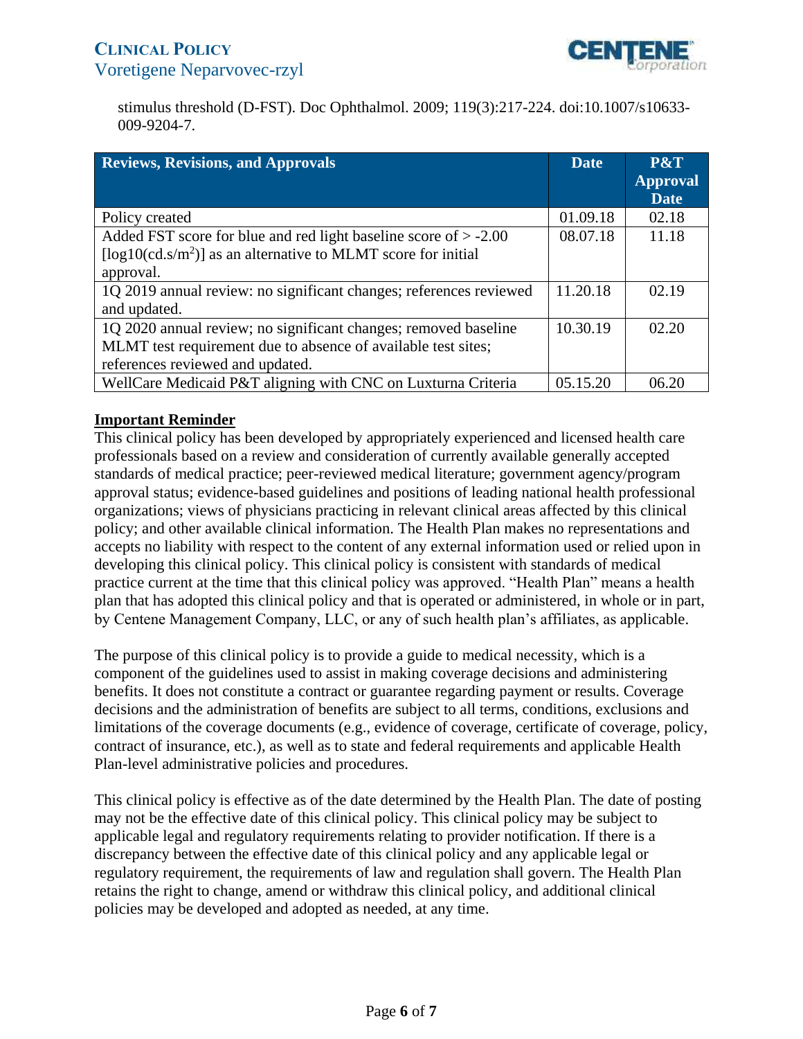stimulus threshold (D-FST). Doc Ophthalmol. 2009; 119(3):217-224. doi:10.1007/s10633-009-9204-7.

| Reviews, Revisions, and Approvals | Date | P&T Approval Date |
|---|---|---|
| Policy created | 01.09.18 | 02.18 |
| Added FST score for blue and red light baseline score of > -2.00 [log10(cd.s/m$^2$)] as an alternative to MLMT score for initial approval. | 08.07.18 | 11.18 |
| 1Q 2019 annual review: no significant changes; references reviewed and updated. | 11.20.18 | 02.19 |
| 1Q 2020 annual review; no significant changes; removed baseline MLMT test requirement due to absence of available test sites; references reviewed and updated. | 10.30.19 | 02.20 |
| WellCare Medicaid P&T aligning with CNC on Luxturna Criteria | 05.15.20 | 06.20 |

**Important Reminder**

This clinical policy has been developed by appropriately experienced and licensed health care professionals based on a review and consideration of currently available generally accepted standards of medical practice; peer-reviewed medical literature; government agency/program approval status; evidence-based guidelines and positions of leading national health professional organizations; views of physicians practicing in relevant clinical areas affected by this clinical policy; and other available clinical information. The Health Plan makes no representations and accepts no liability with respect to the content of any external information used or relied upon in developing this clinical policy. This clinical policy is consistent with standards of medical practice current at the time that this clinical policy was approved. "Health Plan" means a health plan that has adopted this clinical policy and that is operated or administered, in whole or in part, by Centene Management Company, LLC, or any of such health plan's affiliates, as applicable.

The purpose of this clinical policy is to provide a guide to medical necessity, which is a component of the guidelines used to assist in making coverage decisions and administering benefits. It does not constitute a contract or guarantee regarding payment or results. Coverage decisions and the administration of benefits are subject to all terms, conditions, exclusions and limitations of the coverage documents (e.g., evidence of coverage, certificate of coverage, policy, contract of insurance, etc.), as well as to state and federal requirements and applicable Health Plan-level administrative policies and procedures.

This clinical policy is effective as of the date determined by the Health Plan. The date of posting may not be the effective date of this clinical policy. This clinical policy may be subject to applicable legal and regulatory requirements relating to provider notification. If there is a discrepancy between the effective date of this clinical policy and any applicable legal or regulatory requirement, the requirements of law and regulation shall govern. The Health Plan retains the right to change, amend or withdraw this clinical policy, and additional clinical policies may be developed and adopted as needed, at any time.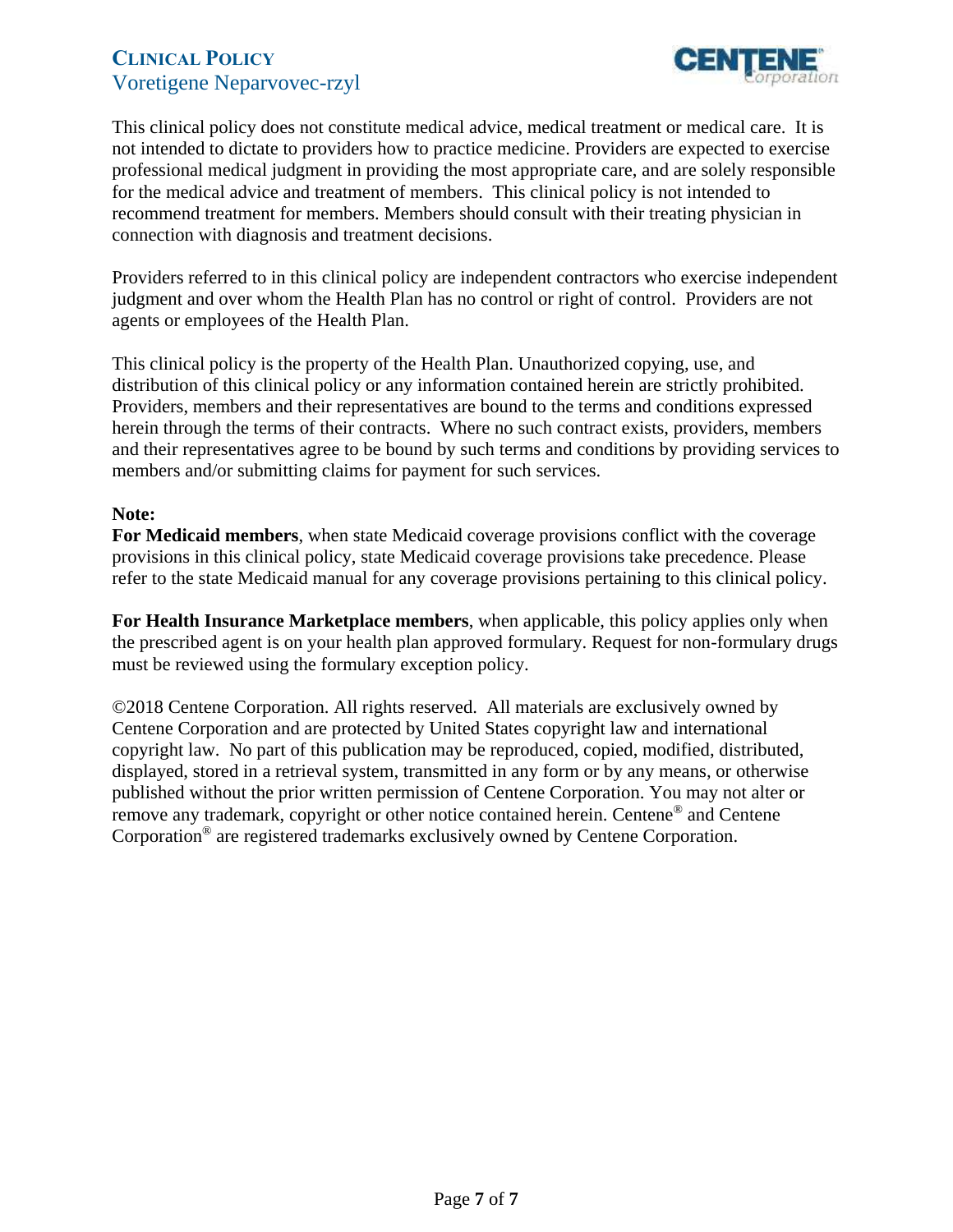This clinical policy does not constitute medical advice, medical treatment or medical care. It is not intended to dictate to providers how to practice medicine. Providers are expected to exercise professional medical judgment in providing the most appropriate care, and are solely responsible for the medical advice and treatment of members. This clinical policy is not intended to recommend treatment for members. Members should consult with their treating physician in connection with diagnosis and treatment decisions.

Providers referred to in this clinical policy are independent contractors who exercise independent judgment and over whom the Health Plan has no control or right of control. Providers are not agents or employees of the Health Plan.

This clinical policy is the property of the Health Plan. Unauthorized copying, use, and distribution of this clinical policy or any information contained herein are strictly prohibited. Providers, members and their representatives are bound to the terms and conditions expressed herein through the terms of their contracts. Where no such contract exists, providers, members and their representatives agree to be bound by such terms and conditions by providing services to members and/or submitting claims for payment for such services.

**Note:**
**For Medicaid members**, when state Medicaid coverage provisions conflict with the coverage provisions in this clinical policy, state Medicaid coverage provisions take precedence. Please refer to the state Medicaid manual for any coverage provisions pertaining to this clinical policy.

**For Health Insurance Marketplace members**, when applicable, this policy applies only when the prescribed agent is on your health plan approved formulary. Request for non-formulary drugs must be reviewed using the formulary exception policy.

©2018 Centene Corporation. All rights reserved. All materials are exclusively owned by Centene Corporation and are protected by United States copyright law and international copyright law. No part of this publication may be reproduced, copied, modified, distributed, displayed, stored in a retrieval system, transmitted in any form or by any means, or otherwise published without the prior written permission of Centene Corporation. You may not alter or remove any trademark, copyright or other notice contained herein. Centene® and Centene Corporation® are registered trademarks exclusively owned by Centene Corporation.